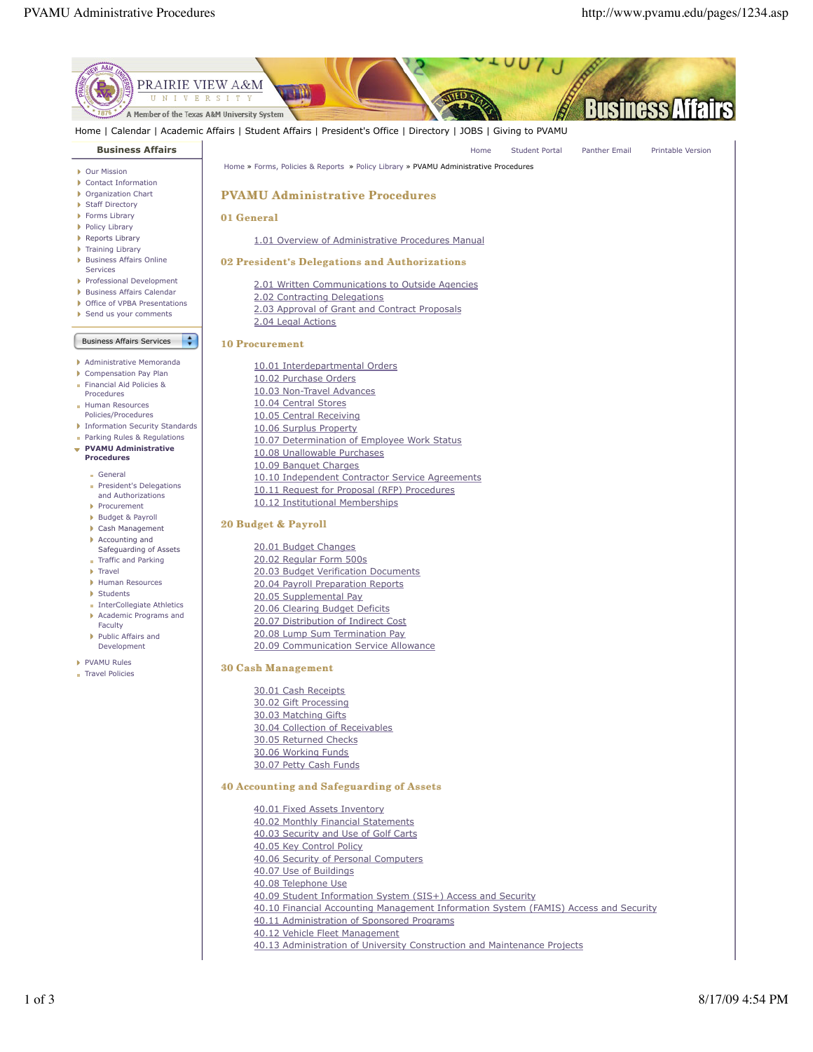Home | Calendar | Academic Affairs | Student Affairs | President's Office | Directory | JOBS | Giving to PVAMU

**Business Affairs**

- Our Mission
- Contact Information
- Organization Chart
- Staff Directory
- Forms Library
- Policy Library
- Reports Library
- Training Library
- Business Affairs Online Services
- Professional Development
- Business Affairs Calendar
- Office of VPBA Presentations
- Send us your comments

Business Affairs Services

- Administrative Memoranda
- Compensation Pay Plan
- Financial Aid Policies & Procedures
- Human Resources Policies/Procedures
- Information Security Standards
- Parking Rules & Regulations
- **PVAMU Administrative Procedures**
  - General
  - President's Delegations and Authorizations
  - Procurement
  - Budget & Payroll
  - Cash Management
  - Accounting and Safeguarding of Assets
  - Traffic and Parking
  - Travel
  - Human Resources
  - Students
  - InterCollegiate Athletics
  - Academic Programs and Faculty
  - Public Affairs and Development
- PVAMU Rules
- Travel Policies

Home | Student Portal | Panther Email | Printable Version

Home » Forms, Policies & Reports » Policy Library » PVAMU Administrative Procedures

# PVAMU Administrative Procedures

## 01 General

- 1.01 Overview of Administrative Procedures Manual

## 02 President's Delegations and Authorizations

- 2.01 Written Communications to Outside Agencies
- 2.02 Contracting Delegations
- 2.03 Approval of Grant and Contract Proposals
- 2.04 Legal Actions

## 10 Procurement

- 10.01 Interdepartmental Orders
- 10.02 Purchase Orders
- 10.03 Non-Travel Advances
- 10.04 Central Stores
- 10.05 Central Receiving
- 10.06 Surplus Property
- 10.07 Determination of Employee Work Status
- 10.08 Unallowable Purchases
- 10.09 Banquet Charges
- 10.10 Independent Contractor Service Agreements
- 10.11 Request for Proposal (RFP) Procedures
- 10.12 Institutional Memberships

## 20 Budget & Payroll

- 20.01 Budget Changes
- 20.02 Regular Form 500s
- 20.03 Budget Verification Documents
- 20.04 Payroll Preparation Reports
- 20.05 Supplemental Pay
- 20.06 Clearing Budget Deficits
- 20.07 Distribution of Indirect Cost
- 20.08 Lump Sum Termination Pay
- 20.09 Communication Service Allowance

## 30 Cash Management

- 30.01 Cash Receipts
- 30.02 Gift Processing
- 30.03 Matching Gifts
- 30.04 Collection of Receivables
- 30.05 Returned Checks
- 30.06 Working Funds
- 30.07 Petty Cash Funds

## 40 Accounting and Safeguarding of Assets

- 40.01 Fixed Assets Inventory
- 40.02 Monthly Financial Statements
- 40.03 Security and Use of Golf Carts
- 40.05 Key Control Policy
- 40.06 Security of Personal Computers
- 40.07 Use of Buildings
- 40.08 Telephone Use
- 40.09 Student Information System (SIS+) Access and Security
- 40.10 Financial Accounting Management Information System (FAMIS) Access and Security
- 40.11 Administration of Sponsored Programs
- 40.12 Vehicle Fleet Management
- 40.13 Administration of University Construction and Maintenance Projects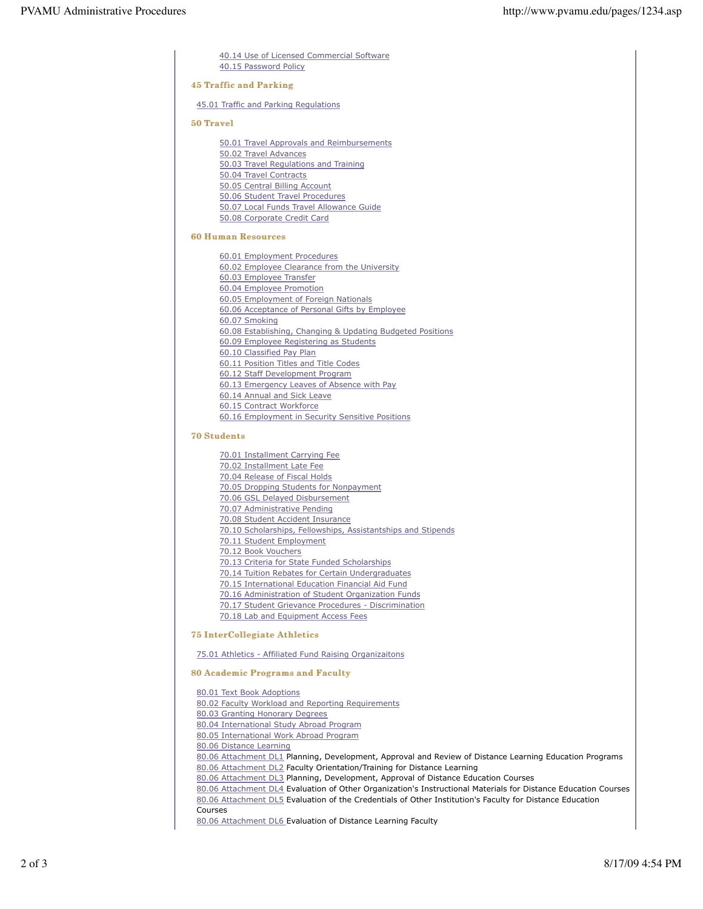- 40.14 Use of Licensed Commercial Software
- 40.15 Password Policy

### 45 Traffic and Parking

- 45.01 Traffic and Parking Regulations

### 50 Travel

- 50.01 Travel Approvals and Reimbursements
- 50.02 Travel Advances
- 50.03 Travel Regulations and Training
- 50.04 Travel Contracts
- 50.05 Central Billing Account
- 50.06 Student Travel Procedures
- 50.07 Local Funds Travel Allowance Guide
- 50.08 Corporate Credit Card

### 60 Human Resources

- 60.01 Employment Procedures
- 60.02 Employee Clearance from the University
- 60.03 Employee Transfer
- 60.04 Employee Promotion
- 60.05 Employment of Foreign Nationals
- 60.06 Acceptance of Personal Gifts by Employee
- 60.07 Smoking
- 60.08 Establishing, Changing & Updating Budgeted Positions
- 60.09 Employee Registering as Students
- 60.10 Classified Pay Plan
- 60.11 Position Titles and Title Codes
- 60.12 Staff Development Program
- 60.13 Emergency Leaves of Absence with Pay
- 60.14 Annual and Sick Leave
- 60.15 Contract Workforce
- 60.16 Employment in Security Sensitive Positions

### 70 Students

- 70.01 Installment Carrying Fee
- 70.02 Installment Late Fee
- 70.04 Release of Fiscal Holds
- 70.05 Dropping Students for Nonpayment
- 70.06 GSL Delayed Disbursement
- 70.07 Administrative Pending
- 70.08 Student Accident Insurance
- 70.10 Scholarships, Fellowships, Assistantships and Stipends
- 70.11 Student Employment
- 70.12 Book Vouchers
- 70.13 Criteria for State Funded Scholarships
- 70.14 Tuition Rebates for Certain Undergraduates
- 70.15 International Education Financial Aid Fund
- 70.16 Administration of Student Organization Funds
- 70.17 Student Grievance Procedures - Discrimination
- 70.18 Lab and Equipment Access Fees

### 75 InterCollegiate Athletics

- 75.01 Athletics - Affiliated Fund Raising Organizaitons

### 80 Academic Programs and Faculty

- 80.01 Text Book Adoptions
- 80.02 Faculty Workload and Reporting Requirements
- 80.03 Granting Honorary Degrees
- 80.04 International Study Abroad Program
- 80.05 International Work Abroad Program
- 80.06 Distance Learning
- 80.06 Attachment DL1 Planning, Development, Approval and Review of Distance Learning Education Programs
- 80.06 Attachment DL2 Faculty Orientation/Training for Distance Learning
- 80.06 Attachment DL3 Planning, Development, Approval of Distance Education Courses
- 80.06 Attachment DL4 Evaluation of Other Organization's Instructional Materials for Distance Education Courses
- 80.06 Attachment DL5 Evaluation of the Credentials of Other Institution's Faculty for Distance Education Courses
- 80.06 Attachment DL6 Evaluation of Distance Learning Faculty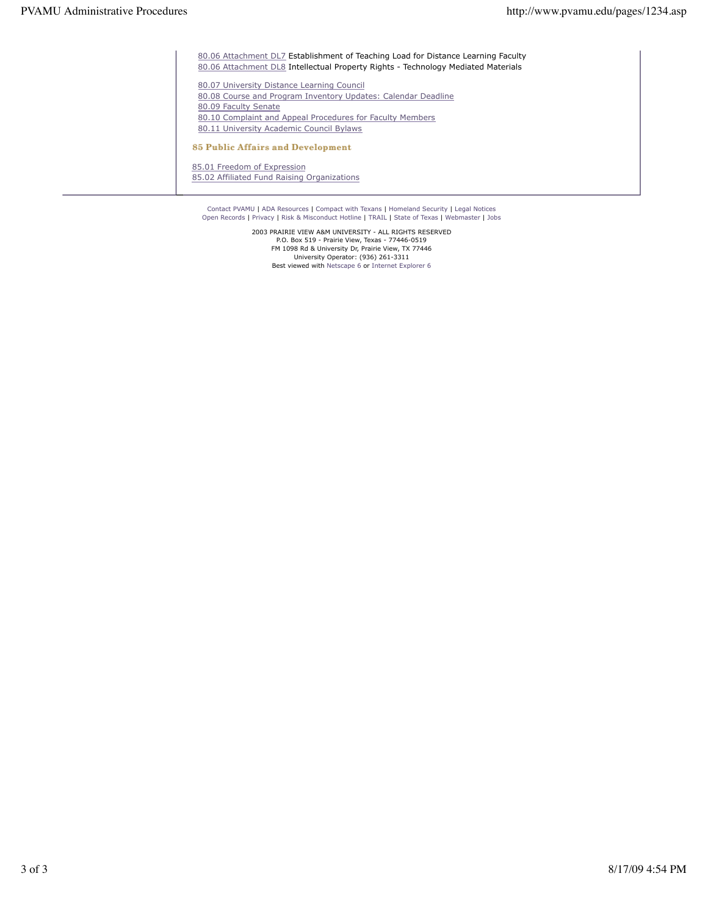80.06 Attachment DL7 Establishment of Teaching Load for Distance Learning Faculty
80.06 Attachment DL8 Intellectual Property Rights - Technology Mediated Materials

80.07 University Distance Learning Council
80.08 Course and Program Inventory Updates: Calendar Deadline
80.09 Faculty Senate
80.10 Complaint and Appeal Procedures for Faculty Members
80.11 University Academic Council Bylaws

### 85 Public Affairs and Development

85.01 Freedom of Expression
85.02 Affiliated Fund Raising Organizations

Contact PVAMU | ADA Resources | Compact with Texans | Homeland Security | Legal Notices
Open Records | Privacy | Risk & Misconduct Hotline | TRAIL | State of Texas | Webmaster | Jobs

2003 PRAIRIE VIEW A&M UNIVERSITY - ALL RIGHTS RESERVED
P.O. Box 519 - Prairie View, Texas - 77446-0519
FM 1098 Rd & University Dr, Prairie View, TX 77446
University Operator: (936) 261-3311
Best viewed with Netscape 6 or Internet Explorer 6